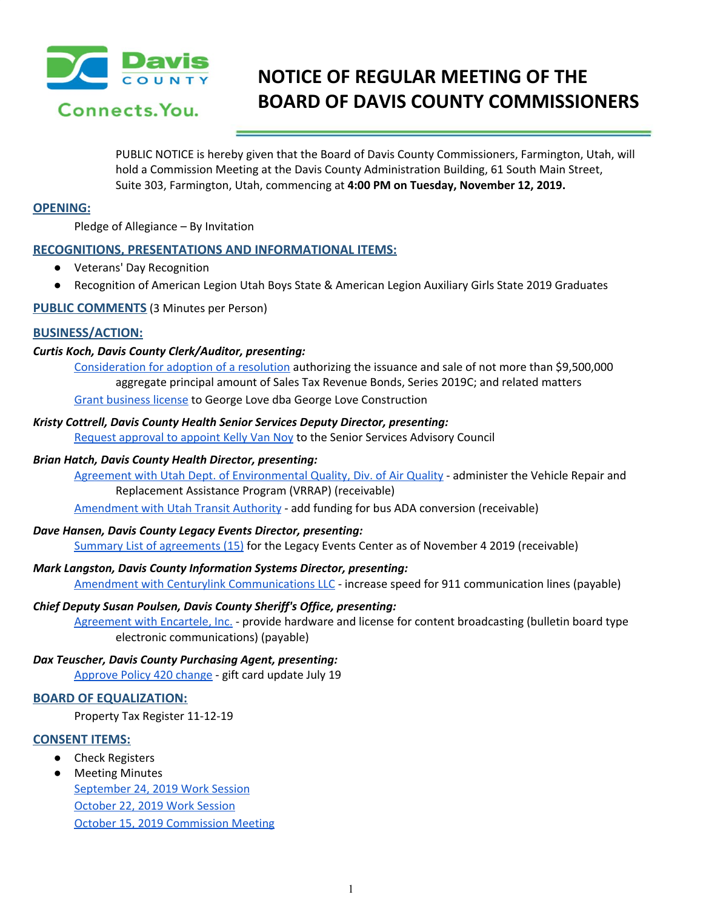# NOTICE OF REGULAR MEETING OF THE BOARD OF DAVIS COUNTY COMMISSIONERS

PUBLIC NOTICE is hereby given that the Board of Davis County Commissioners, Farmington, Utah, will hold a Commission Meeting at the Davis County Administration Building, 61 South Main Street, Suite 303, Farmington, Utah, commencing at **4:00 PM on Tuesday, November 12, 2019.**

## OPENING:

Pledge of Allegiance – By Invitation

## RECOGNITIONS, PRESENTATIONS AND INFORMATIONAL ITEMS:

- Veterans' Day Recognition
- Recognition of American Legion Utah Boys State & American Legion Auxiliary Girls State 2019 Graduates

## PUBLIC COMMENTS (3 Minutes per Person)

## BUSINESS/ACTION:

***Curtis Koch, Davis County Clerk/Auditor, presenting:***

Consideration for adoption of a resolution authorizing the issuance and sale of not more than $9,500,000 aggregate principal amount of Sales Tax Revenue Bonds, Series 2019C; and related matters

Grant business license to George Love dba George Love Construction

***Kristy Cottrell, Davis County Health Senior Services Deputy Director, presenting:***

Request approval to appoint Kelly Van Noy to the Senior Services Advisory Council

***Brian Hatch, Davis County Health Director, presenting:***

Agreement with Utah Dept. of Environmental Quality, Div. of Air Quality - administer the Vehicle Repair and Replacement Assistance Program (VRRAP) (receivable)

Amendment with Utah Transit Authority - add funding for bus ADA conversion (receivable)

***Dave Hansen, Davis County Legacy Events Director, presenting:***

Summary List of agreements (15) for the Legacy Events Center as of November 4 2019 (receivable)

***Mark Langston, Davis County Information Systems Director, presenting:***

Amendment with Centurylink Communications LLC - increase speed for 911 communication lines (payable)

***Chief Deputy Susan Poulsen, Davis County Sheriff's Office, presenting:***

Agreement with Encartele, Inc. - provide hardware and license for content broadcasting (bulletin board type electronic communications) (payable)

***Dax Teuscher, Davis County Purchasing Agent, presenting:***

Approve Policy 420 change - gift card update July 19

## BOARD OF EQUALIZATION:

Property Tax Register 11-12-19

## CONSENT ITEMS:

- Check Registers
- Meeting Minutes

  September 24, 2019 Work Session

  October 22, 2019 Work Session

  October 15, 2019 Commission Meeting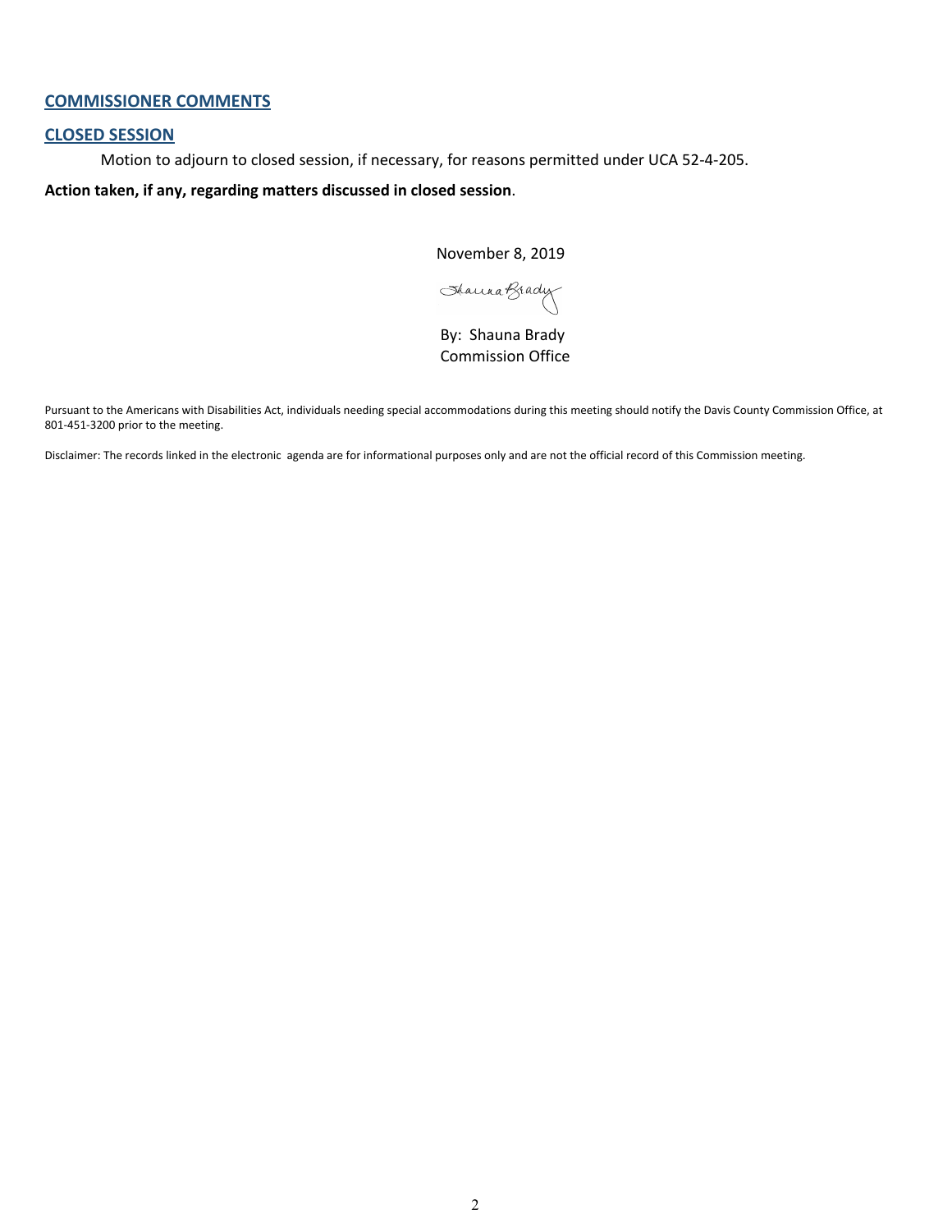## COMMISSIONER COMMENTS

## CLOSED SESSION

Motion to adjourn to closed session, if necessary, for reasons permitted under UCA 52-4-205.

**Action taken, if any, regarding matters discussed in closed session**.

November 8, 2019

Shauna Brady

By: Shauna Brady
Commission Office

Pursuant to the Americans with Disabilities Act, individuals needing special accommodations during this meeting should notify the Davis County Commission Office, at 801-451-3200 prior to the meeting.

Disclaimer: The records linked in the electronic agenda are for informational purposes only and are not the official record of this Commission meeting.